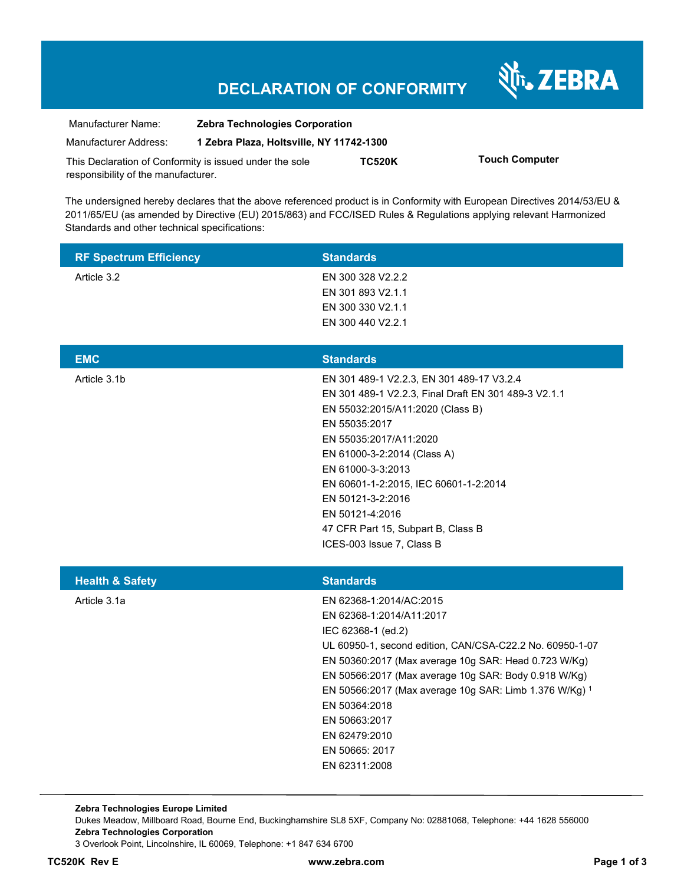# DECLARATION OF CONFORMITY

ZEBRA

| | |
|---|---|
| Manufacturer Name: | **Zebra Technologies Corporation** |
| Manufacturer Address: | **1 Zebra Plaza, Holtsville, NY 11742-1300** |

This Declaration of Conformity is issued under the sole responsibility of the manufacturer. **TC520K** **Touch Computer**

The undersigned hereby declares that the above referenced product is in Conformity with European Directives 2014/53/EU & 2011/65/EU (as amended by Directive (EU) 2015/863) and FCC/ISED Rules & Regulations applying relevant Harmonized Standards and other technical specifications:

| RF Spectrum Efficiency | Standards |
|---|---|
| Article 3.2 | EN 300 328 V2.2.2<br>EN 301 893 V2.1.1<br>EN 300 330 V2.1.1<br>EN 300 440 V2.2.1 |

| EMC | Standards |
|---|---|
| Article 3.1b | EN 301 489-1 V2.2.3, EN 301 489-17 V3.2.4<br>EN 301 489-1 V2.2.3, Final Draft EN 301 489-3 V2.1.1<br>EN 55032:2015/A11:2020 (Class B)<br>EN 55035:2017<br>EN 55035:2017/A11:2020<br>EN 61000-3-2:2014 (Class A)<br>EN 61000-3-3:2013<br>EN 60601-1-2:2015, IEC 60601-1-2:2014<br>EN 50121-3-2:2016<br>EN 50121-4:2016<br>47 CFR Part 15, Subpart B, Class B<br>ICES-003 Issue 7, Class B |

| Health & Safety | Standards |
|---|---|
| Article 3.1a | EN 62368-1:2014/AC:2015<br>EN 62368-1:2014/A11:2017<br>IEC 62368-1 (ed.2)<br>UL 60950-1, second edition, CAN/CSA-C22.2 No. 60950-1-07<br>EN 50360:2017 (Max average 10g SAR: Head 0.723 W/Kg)<br>EN 50566:2017 (Max average 10g SAR: Body 0.918 W/Kg)<br>EN 50566:2017 (Max average 10g SAR: Limb 1.376 W/Kg) [1]<br>EN 50364:2018<br>EN 50663:2017<br>EN 62479:2010<br>EN 50665: 2017<br>EN 62311:2008 |

**Zebra Technologies Europe Limited**
Dukes Meadow, Millboard Road, Bourne End, Buckinghamshire SL8 5XF, Company No: 02881068, Telephone: +44 1628 556000
**Zebra Technologies Corporation**
3 Overlook Point, Lincolnshire, IL 60069, Telephone: +1 847 634 6700

**TC520K Rev E** **www.zebra.com**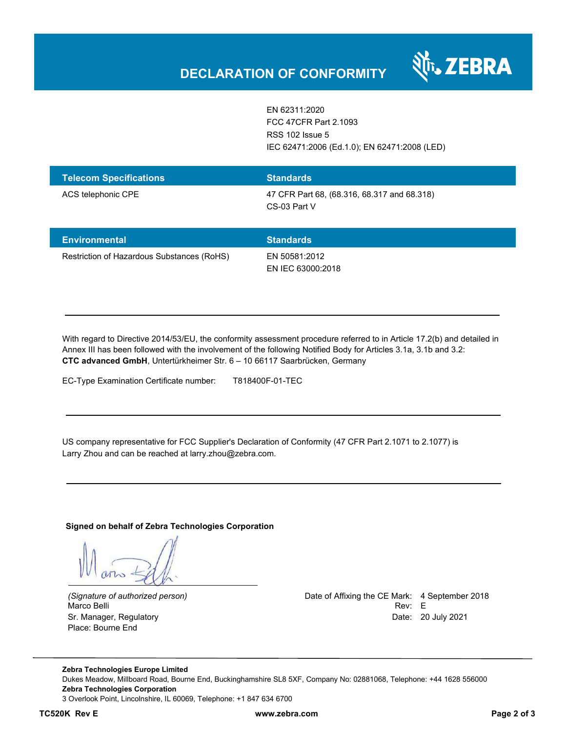# DECLARATION OF CONFORMITY

| | |
|---|---|
| | EN 62311:2020<br>FCC 47CFR Part 2.1093<br>RSS 102 Issue 5<br>IEC 62471:2006 (Ed.1.0); EN 62471:2008 (LED) |

| Telecom Specifications | Standards |
|---|---|
| ACS telephonic CPE | 47 CFR Part 68, (68.316, 68.317 and 68.318)<br>CS-03 Part V |

| Environmental | Standards |
|---|---|
| Restriction of Hazardous Substances (RoHS) | EN 50581:2012<br>EN IEC 63000:2018 |

---

With regard to Directive 2014/53/EU, the conformity assessment procedure referred to in Article 17.2(b) and detailed in Annex III has been followed with the involvement of the following Notified Body for Articles 3.1a, 3.1b and 3.2:
**CTC advanced GmbH**, Untertürkheimer Str. 6 – 10 66117 Saarbrücken, Germany

EC-Type Examination Certificate number: T818400F-01-TEC

---

US company representative for FCC Supplier's Declaration of Conformity (47 CFR Part 2.1071 to 2.1077) is Larry Zhou and can be reached at larry.zhou@zebra.com.

---

**Signed on behalf of Zebra Technologies Corporation**

*(Signature of authorized person)*
Marco Belli
Sr. Manager, Regulatory
Place: Bourne End

Date of Affixing the CE Mark: 4 September 2018
Rev: E
Date: 20 July 2021

**Zebra Technologies Europe Limited**
Dukes Meadow, Millboard Road, Bourne End, Buckinghamshire SL8 5XF, Company No: 02881068, Telephone: +44 1628 556000
**Zebra Technologies Corporation**
3 Overlook Point, Lincolnshire, IL 60069, Telephone: +1 847 634 6700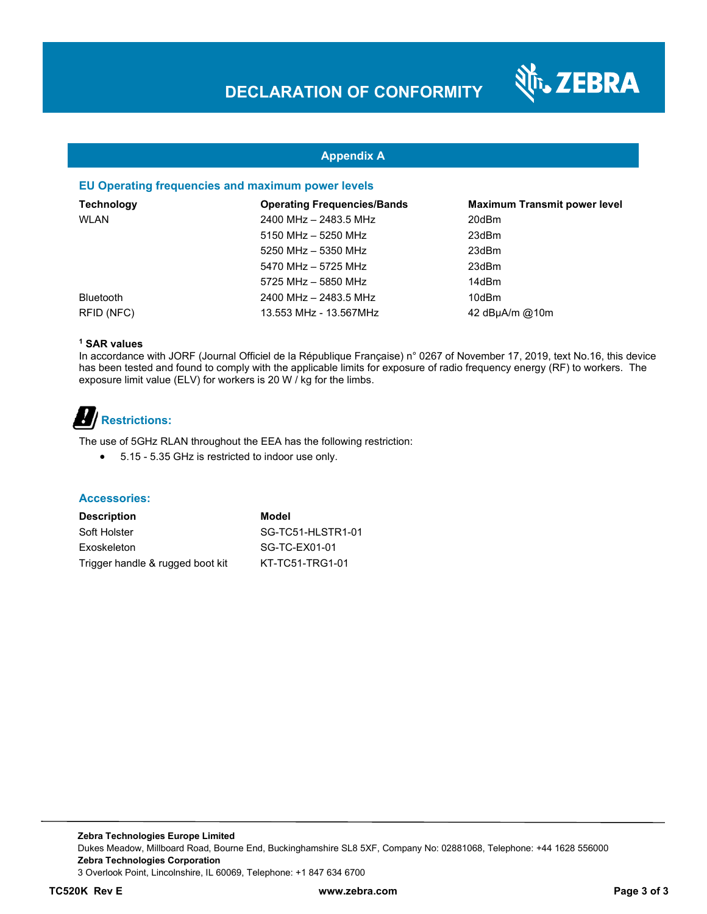## Appendix A

### EU Operating frequencies and maximum power levels

| Technology | Operating Frequencies/Bands | Maximum Transmit power level |
|---|---|---|
| WLAN | 2400 MHz – 2483.5 MHz | 20dBm |
| | 5150 MHz – 5250 MHz | 23dBm |
| | 5250 MHz – 5350 MHz | 23dBm |
| | 5470 MHz – 5725 MHz | 23dBm |
| | 5725 MHz – 5850 MHz | 14dBm |
| Bluetooth | 2400 MHz – 2483.5 MHz | 10dBm |
| RFID (NFC) | 13.553 MHz - 13.567MHz | 42 dBµA/m @10m |

**[1] SAR values**

In accordance with JORF (Journal Officiel de la République Française) n° 0267 of November 17, 2019, text No.16, this device has been tested and found to comply with the applicable limits for exposure of radio frequency energy (RF) to workers. The exposure limit value (ELV) for workers is 20 W / kg for the limbs.

### Restrictions:

The use of 5GHz RLAN throughout the EEA has the following restriction:

- 5.15 - 5.35 GHz is restricted to indoor use only.

### Accessories:

| Description | Model |
|---|---|
| Soft Holster | SG-TC51-HLSTR1-01 |
| Exoskeleton | SG-TC-EX01-01 |
| Trigger handle & rugged boot kit | KT-TC51-TRG1-01 |

**Zebra Technologies Europe Limited**
Dukes Meadow, Millboard Road, Bourne End, Buckinghamshire SL8 5XF, Company No: 02881068, Telephone: +44 1628 556000
**Zebra Technologies Corporation**
3 Overlook Point, Lincolnshire, IL 60069, Telephone: +1 847 634 6700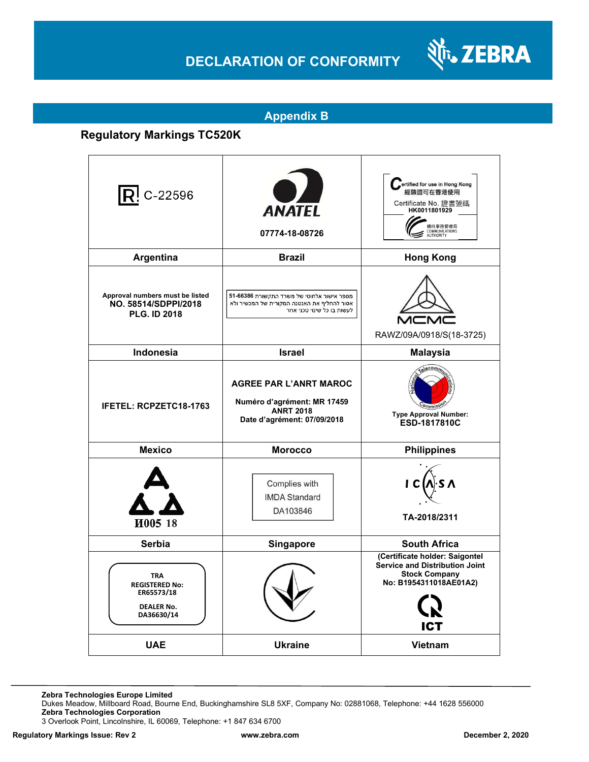# DECLARATION OF CONFORMITY

## Appendix B

### Regulatory Markings TC520K

| | | |
|---|---|---|
| C-22596 | ANATEL 07774-18-08726 | Certified for use in Hong Kong 經驗證可在香港使用 Certificate No. 證書號碼 HK0011801929 通訊事務管理局 COMMUNICATIONS AUTHORITY |
| **Argentina** | **Brazil** | **Hong Kong** |
| Approval numbers must be listed **NO. 58514/SDPPI/2018 PLG. ID 2018** | מספר אישור אלחוטי של משרד התקשורת 51-66386 אסור להחליף את האנטנה המקורית של המכשיר ולא לעשות בו כל שינוי טכני אחר | MCMC RAWZ/09A/0918/S(18-3725) |
| **Indonesia** | **Israel** | **Malaysia** |
| **IFETEL: RCPZETC18-1763** | **AGREE PAR L'ANRT MAROC** **Numéro d'agrément: MR 17459 ANRT 2018** **Date d'agrément: 07/09/2018** | National Telecommunications Commission **Type Approval Number: ESD-1817810C** |
| **Mexico** | **Morocco** | **Philippines** |
| **И005 18** | Complies with IMDA Standard DA103846 | ICASA **TA-2018/2311** |
| **Serbia** | **Singapore** | **South Africa** |
| **TRA REGISTERED No: ER65573/18** **DEALER No. DA36630/14** | | **(Certificate holder: Saigontel Service and Distribution Joint Stock Company No: B1954311018AE01A2)** ICT |
| **UAE** | **Ukraine** | **Vietnam** |

**Zebra Technologies Europe Limited**
Dukes Meadow, Millboard Road, Bourne End, Buckinghamshire SL8 5XF, Company No: 02881068, Telephone: +44 1628 556000
**Zebra Technologies Corporation**
3 Overlook Point, Lincolnshire, IL 60069, Telephone: +1 847 634 6700

**Regulatory Markings Issue: Rev 2** **www.zebra.com** **December 2, 2020**